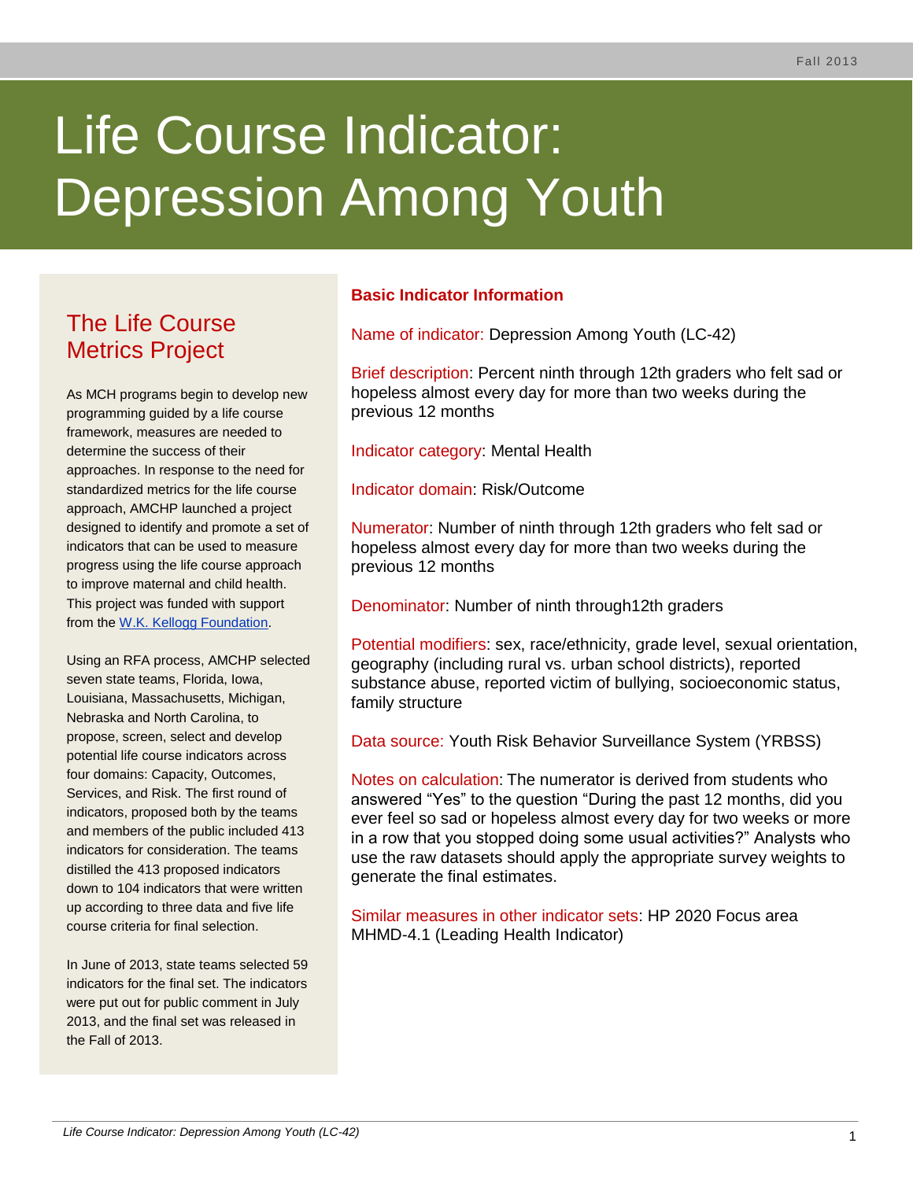# Life Course Indicator: Depression Among Youth

## The Life Course Metrics Project

As MCH programs begin to develop new programming guided by a life course framework, measures are needed to determine the success of their approaches. In response to the need for standardized metrics for the life course approach, AMCHP launched a project designed to identify and promote a set of indicators that can be used to measure progress using the life course approach to improve maternal and child health. This project was funded with support from the W.K. Kellogg Foundation.

Using an RFA process, AMCHP selected seven state teams, Florida, Iowa, Louisiana, Massachusetts, Michigan, Nebraska and North Carolina, to propose, screen, select and develop potential life course indicators across four domains: Capacity, Outcomes, Services, and Risk. The first round of indicators, proposed both by the teams and members of the public included 413 indicators for consideration. The teams distilled the 413 proposed indicators down to 104 indicators that were written up according to three data and five life course criteria for final selection.

In June of 2013, state teams selected 59 indicators for the final set. The indicators were put out for public comment in July 2013, and the final set was released in the Fall of 2013.

**Basic Indicator Information**

Name of indicator: Depression Among Youth (LC-42)

Brief description: Percent ninth through 12th graders who felt sad or hopeless almost every day for more than two weeks during the previous 12 months

Indicator category: Mental Health

Indicator domain: Risk/Outcome

Numerator: Number of ninth through 12th graders who felt sad or hopeless almost every day for more than two weeks during the previous 12 months

Denominator: Number of ninth through12th graders

Potential modifiers: sex, race/ethnicity, grade level, sexual orientation, geography (including rural vs. urban school districts), reported substance abuse, reported victim of bullying, socioeconomic status, family structure

Data source: Youth Risk Behavior Surveillance System (YRBSS)

Notes on calculation: The numerator is derived from students who answered "Yes" to the question "During the past 12 months, did you ever feel so sad or hopeless almost every day for two weeks or more in a row that you stopped doing some usual activities?" Analysts who use the raw datasets should apply the appropriate survey weights to generate the final estimates.

Similar measures in other indicator sets: HP 2020 Focus area MHMD-4.1 (Leading Health Indicator)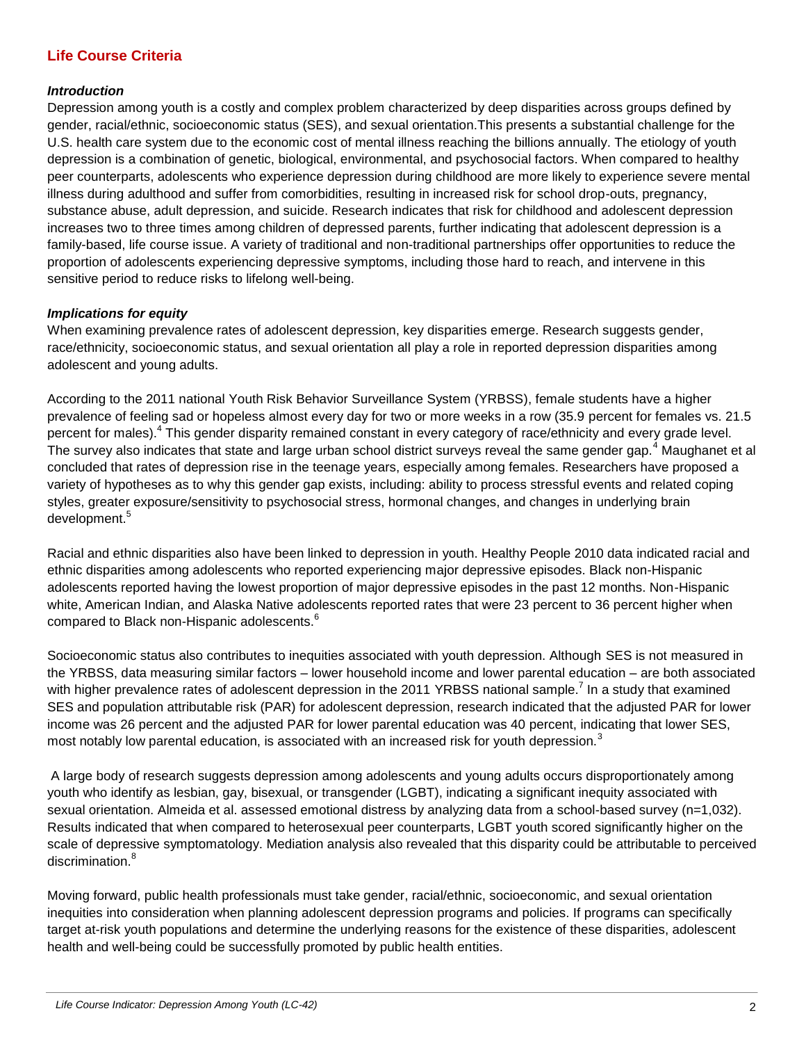## Life Course Criteria

### *Introduction*

Depression among youth is a costly and complex problem characterized by deep disparities across groups defined by gender, racial/ethnic, socioeconomic status (SES), and sexual orientation.This presents a substantial challenge for the U.S. health care system due to the economic cost of mental illness reaching the billions annually. The etiology of youth depression is a combination of genetic, biological, environmental, and psychosocial factors. When compared to healthy peer counterparts, adolescents who experience depression during childhood are more likely to experience severe mental illness during adulthood and suffer from comorbidities, resulting in increased risk for school drop-outs, pregnancy, substance abuse, adult depression, and suicide. Research indicates that risk for childhood and adolescent depression increases two to three times among children of depressed parents, further indicating that adolescent depression is a family-based, life course issue. A variety of traditional and non-traditional partnerships offer opportunities to reduce the proportion of adolescents experiencing depressive symptoms, including those hard to reach, and intervene in this sensitive period to reduce risks to lifelong well-being.

### *Implications for equity*

When examining prevalence rates of adolescent depression, key disparities emerge. Research suggests gender, race/ethnicity, socioeconomic status, and sexual orientation all play a role in reported depression disparities among adolescent and young adults.

According to the 2011 national Youth Risk Behavior Surveillance System (YRBSS), female students have a higher prevalence of feeling sad or hopeless almost every day for two or more weeks in a row (35.9 percent for females vs. 21.5 percent for males).[4] This gender disparity remained constant in every category of race/ethnicity and every grade level. The survey also indicates that state and large urban school district surveys reveal the same gender gap.[4] Maughanet et al concluded that rates of depression rise in the teenage years, especially among females. Researchers have proposed a variety of hypotheses as to why this gender gap exists, including: ability to process stressful events and related coping styles, greater exposure/sensitivity to psychosocial stress, hormonal changes, and changes in underlying brain development.[5]

Racial and ethnic disparities also have been linked to depression in youth. Healthy People 2010 data indicated racial and ethnic disparities among adolescents who reported experiencing major depressive episodes. Black non-Hispanic adolescents reported having the lowest proportion of major depressive episodes in the past 12 months. Non-Hispanic white, American Indian, and Alaska Native adolescents reported rates that were 23 percent to 36 percent higher when compared to Black non-Hispanic adolescents.[6]

Socioeconomic status also contributes to inequities associated with youth depression. Although SES is not measured in the YRBSS, data measuring similar factors – lower household income and lower parental education – are both associated with higher prevalence rates of adolescent depression in the 2011 YRBSS national sample.[7] In a study that examined SES and population attributable risk (PAR) for adolescent depression, research indicated that the adjusted PAR for lower income was 26 percent and the adjusted PAR for lower parental education was 40 percent, indicating that lower SES, most notably low parental education, is associated with an increased risk for youth depression.[3]

A large body of research suggests depression among adolescents and young adults occurs disproportionately among youth who identify as lesbian, gay, bisexual, or transgender (LGBT), indicating a significant inequity associated with sexual orientation. Almeida et al. assessed emotional distress by analyzing data from a school-based survey (n=1,032). Results indicated that when compared to heterosexual peer counterparts, LGBT youth scored significantly higher on the scale of depressive symptomatology. Mediation analysis also revealed that this disparity could be attributable to perceived discrimination.[8]

Moving forward, public health professionals must take gender, racial/ethnic, socioeconomic, and sexual orientation inequities into consideration when planning adolescent depression programs and policies. If programs can specifically target at-risk youth populations and determine the underlying reasons for the existence of these disparities, adolescent health and well-being could be successfully promoted by public health entities.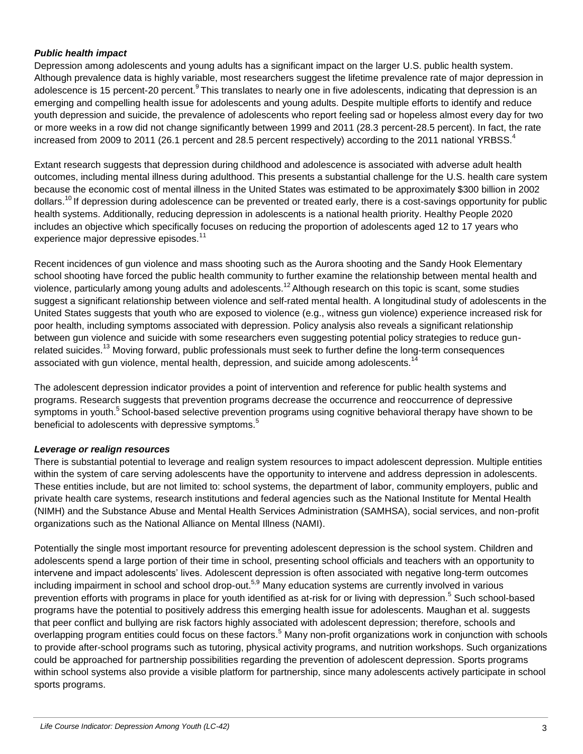***Public health impact***

Depression among adolescents and young adults has a significant impact on the larger U.S. public health system. Although prevalence data is highly variable, most researchers suggest the lifetime prevalence rate of major depression in adolescence is 15 percent-20 percent.[9] This translates to nearly one in five adolescents, indicating that depression is an emerging and compelling health issue for adolescents and young adults. Despite multiple efforts to identify and reduce youth depression and suicide, the prevalence of adolescents who report feeling sad or hopeless almost every day for two or more weeks in a row did not change significantly between 1999 and 2011 (28.3 percent-28.5 percent). In fact, the rate increased from 2009 to 2011 (26.1 percent and 28.5 percent respectively) according to the 2011 national YRBSS.[4]

Extant research suggests that depression during childhood and adolescence is associated with adverse adult health outcomes, including mental illness during adulthood. This presents a substantial challenge for the U.S. health care system because the economic cost of mental illness in the United States was estimated to be approximately $300 billion in 2002 dollars.[10] If depression during adolescence can be prevented or treated early, there is a cost-savings opportunity for public health systems. Additionally, reducing depression in adolescents is a national health priority. Healthy People 2020 includes an objective which specifically focuses on reducing the proportion of adolescents aged 12 to 17 years who experience major depressive episodes.[11]

Recent incidences of gun violence and mass shooting such as the Aurora shooting and the Sandy Hook Elementary school shooting have forced the public health community to further examine the relationship between mental health and violence, particularly among young adults and adolescents.[12] Although research on this topic is scant, some studies suggest a significant relationship between violence and self-rated mental health. A longitudinal study of adolescents in the United States suggests that youth who are exposed to violence (e.g., witness gun violence) experience increased risk for poor health, including symptoms associated with depression. Policy analysis also reveals a significant relationship between gun violence and suicide with some researchers even suggesting potential policy strategies to reduce gun-related suicides.[13] Moving forward, public professionals must seek to further define the long-term consequences associated with gun violence, mental health, depression, and suicide among adolescents.[14]

The adolescent depression indicator provides a point of intervention and reference for public health systems and programs. Research suggests that prevention programs decrease the occurrence and reoccurrence of depressive symptoms in youth.[5] School-based selective prevention programs using cognitive behavioral therapy have shown to be beneficial to adolescents with depressive symptoms.[5]

***Leverage or realign resources***

There is substantial potential to leverage and realign system resources to impact adolescent depression. Multiple entities within the system of care serving adolescents have the opportunity to intervene and address depression in adolescents. These entities include, but are not limited to: school systems, the department of labor, community employers, public and private health care systems, research institutions and federal agencies such as the National Institute for Mental Health (NIMH) and the Substance Abuse and Mental Health Services Administration (SAMHSA), social services, and non-profit organizations such as the National Alliance on Mental Illness (NAMI).

Potentially the single most important resource for preventing adolescent depression is the school system. Children and adolescents spend a large portion of their time in school, presenting school officials and teachers with an opportunity to intervene and impact adolescents' lives. Adolescent depression is often associated with negative long-term outcomes including impairment in school and school drop-out.[5,9] Many education systems are currently involved in various prevention efforts with programs in place for youth identified as at-risk for or living with depression.[5] Such school-based programs have the potential to positively address this emerging health issue for adolescents. Maughan et al. suggests that peer conflict and bullying are risk factors highly associated with adolescent depression; therefore, schools and overlapping program entities could focus on these factors.[5] Many non-profit organizations work in conjunction with schools to provide after-school programs such as tutoring, physical activity programs, and nutrition workshops. Such organizations could be approached for partnership possibilities regarding the prevention of adolescent depression. Sports programs within school systems also provide a visible platform for partnership, since many adolescents actively participate in school sports programs.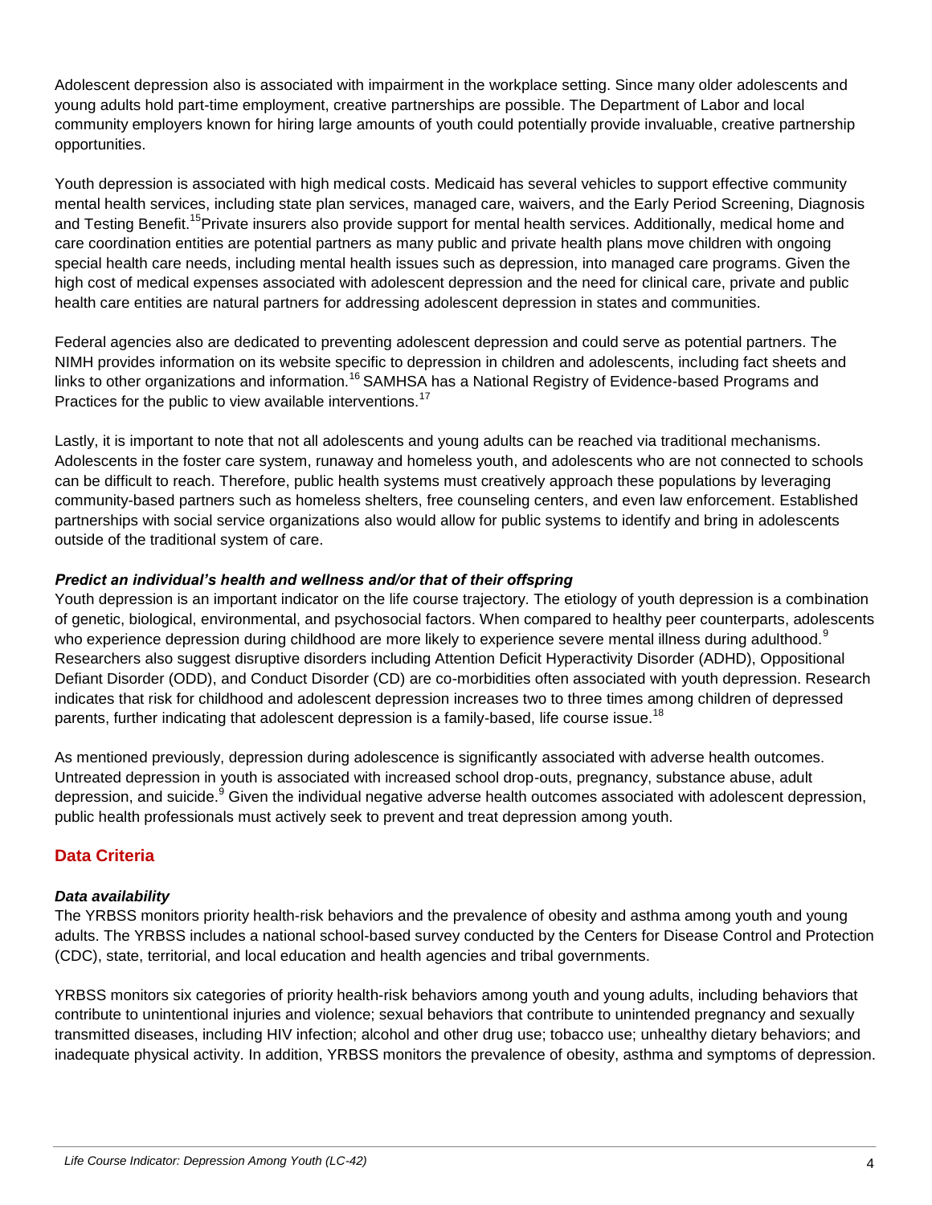Adolescent depression also is associated with impairment in the workplace setting. Since many older adolescents and young adults hold part-time employment, creative partnerships are possible. The Department of Labor and local community employers known for hiring large amounts of youth could potentially provide invaluable, creative partnership opportunities.

Youth depression is associated with high medical costs. Medicaid has several vehicles to support effective community mental health services, including state plan services, managed care, waivers, and the Early Period Screening, Diagnosis and Testing Benefit.[15] Private insurers also provide support for mental health services. Additionally, medical home and care coordination entities are potential partners as many public and private health plans move children with ongoing special health care needs, including mental health issues such as depression, into managed care programs. Given the high cost of medical expenses associated with adolescent depression and the need for clinical care, private and public health care entities are natural partners for addressing adolescent depression in states and communities.

Federal agencies also are dedicated to preventing adolescent depression and could serve as potential partners. The NIMH provides information on its website specific to depression in children and adolescents, including fact sheets and links to other organizations and information.[16] SAMHSA has a National Registry of Evidence-based Programs and Practices for the public to view available interventions.[17]

Lastly, it is important to note that not all adolescents and young adults can be reached via traditional mechanisms. Adolescents in the foster care system, runaway and homeless youth, and adolescents who are not connected to schools can be difficult to reach. Therefore, public health systems must creatively approach these populations by leveraging community-based partners such as homeless shelters, free counseling centers, and even law enforcement. Established partnerships with social service organizations also would allow for public systems to identify and bring in adolescents outside of the traditional system of care.

***Predict an individual's health and wellness and/or that of their offspring***

Youth depression is an important indicator on the life course trajectory. The etiology of youth depression is a combination of genetic, biological, environmental, and psychosocial factors. When compared to healthy peer counterparts, adolescents who experience depression during childhood are more likely to experience severe mental illness during adulthood.[9] Researchers also suggest disruptive disorders including Attention Deficit Hyperactivity Disorder (ADHD), Oppositional Defiant Disorder (ODD), and Conduct Disorder (CD) are co-morbidities often associated with youth depression. Research indicates that risk for childhood and adolescent depression increases two to three times among children of depressed parents, further indicating that adolescent depression is a family-based, life course issue.[18]

As mentioned previously, depression during adolescence is significantly associated with adverse health outcomes. Untreated depression in youth is associated with increased school drop-outs, pregnancy, substance abuse, adult depression, and suicide.[9] Given the individual negative adverse health outcomes associated with adolescent depression, public health professionals must actively seek to prevent and treat depression among youth.

## Data Criteria

***Data availability***

The YRBSS monitors priority health-risk behaviors and the prevalence of obesity and asthma among youth and young adults. The YRBSS includes a national school-based survey conducted by the Centers for Disease Control and Protection (CDC), state, territorial, and local education and health agencies and tribal governments.

YRBSS monitors six categories of priority health-risk behaviors among youth and young adults, including behaviors that contribute to unintentional injuries and violence; sexual behaviors that contribute to unintended pregnancy and sexually transmitted diseases, including HIV infection; alcohol and other drug use; tobacco use; unhealthy dietary behaviors; and inadequate physical activity. In addition, YRBSS monitors the prevalence of obesity, asthma and symptoms of depression.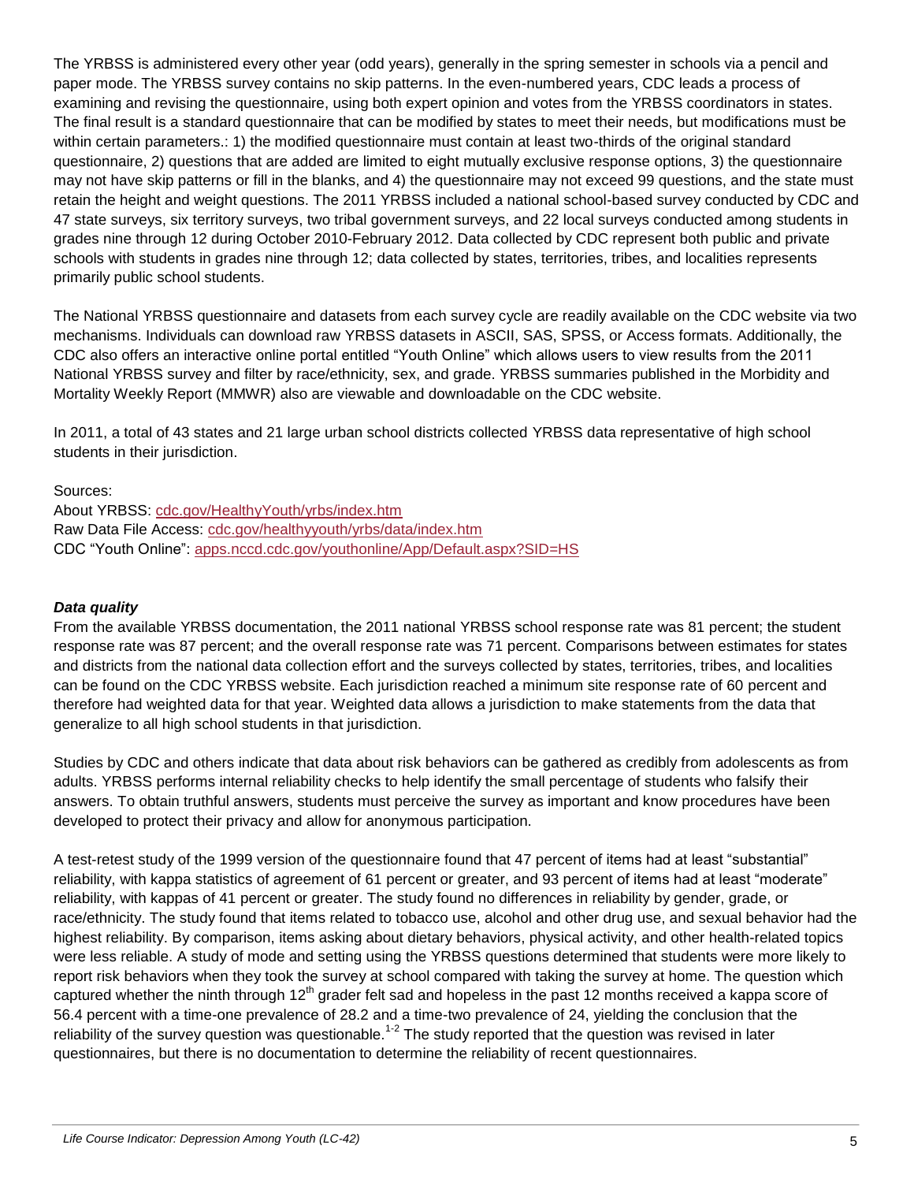The YRBSS is administered every other year (odd years), generally in the spring semester in schools via a pencil and paper mode. The YRBSS survey contains no skip patterns. In the even-numbered years, CDC leads a process of examining and revising the questionnaire, using both expert opinion and votes from the YRBSS coordinators in states. The final result is a standard questionnaire that can be modified by states to meet their needs, but modifications must be within certain parameters.: 1) the modified questionnaire must contain at least two-thirds of the original standard questionnaire, 2) questions that are added are limited to eight mutually exclusive response options, 3) the questionnaire may not have skip patterns or fill in the blanks, and 4) the questionnaire may not exceed 99 questions, and the state must retain the height and weight questions. The 2011 YRBSS included a national school-based survey conducted by CDC and 47 state surveys, six territory surveys, two tribal government surveys, and 22 local surveys conducted among students in grades nine through 12 during October 2010-February 2012. Data collected by CDC represent both public and private schools with students in grades nine through 12; data collected by states, territories, tribes, and localities represents primarily public school students.

The National YRBSS questionnaire and datasets from each survey cycle are readily available on the CDC website via two mechanisms. Individuals can download raw YRBSS datasets in ASCII, SAS, SPSS, or Access formats. Additionally, the CDC also offers an interactive online portal entitled "Youth Online" which allows users to view results from the 2011 National YRBSS survey and filter by race/ethnicity, sex, and grade. YRBSS summaries published in the Morbidity and Mortality Weekly Report (MMWR) also are viewable and downloadable on the CDC website.

In 2011, a total of 43 states and 21 large urban school districts collected YRBSS data representative of high school students in their jurisdiction.

Sources:
About YRBSS: cdc.gov/HealthyYouth/yrbs/index.htm
Raw Data File Access: cdc.gov/healthyyouth/yrbs/data/index.htm
CDC "Youth Online": apps.nccd.cdc.gov/youthonline/App/Default.aspx?SID=HS

### *Data quality*

From the available YRBSS documentation, the 2011 national YRBSS school response rate was 81 percent; the student response rate was 87 percent; and the overall response rate was 71 percent. Comparisons between estimates for states and districts from the national data collection effort and the surveys collected by states, territories, tribes, and localities can be found on the CDC YRBSS website. Each jurisdiction reached a minimum site response rate of 60 percent and therefore had weighted data for that year. Weighted data allows a jurisdiction to make statements from the data that generalize to all high school students in that jurisdiction.

Studies by CDC and others indicate that data about risk behaviors can be gathered as credibly from adolescents as from adults. YRBSS performs internal reliability checks to help identify the small percentage of students who falsify their answers. To obtain truthful answers, students must perceive the survey as important and know procedures have been developed to protect their privacy and allow for anonymous participation.

A test-retest study of the 1999 version of the questionnaire found that 47 percent of items had at least "substantial" reliability, with kappa statistics of agreement of 61 percent or greater, and 93 percent of items had at least "moderate" reliability, with kappas of 41 percent or greater. The study found no differences in reliability by gender, grade, or race/ethnicity. The study found that items related to tobacco use, alcohol and other drug use, and sexual behavior had the highest reliability. By comparison, items asking about dietary behaviors, physical activity, and other health-related topics were less reliable. A study of mode and setting using the YRBSS questions determined that students were more likely to report risk behaviors when they took the survey at school compared with taking the survey at home. The question which captured whether the ninth through 12th grader felt sad and hopeless in the past 12 months received a kappa score of 56.4 percent with a time-one prevalence of 28.2 and a time-two prevalence of 24, yielding the conclusion that the reliability of the survey question was questionable.[1-2] The study reported that the question was revised in later questionnaires, but there is no documentation to determine the reliability of recent questionnaires.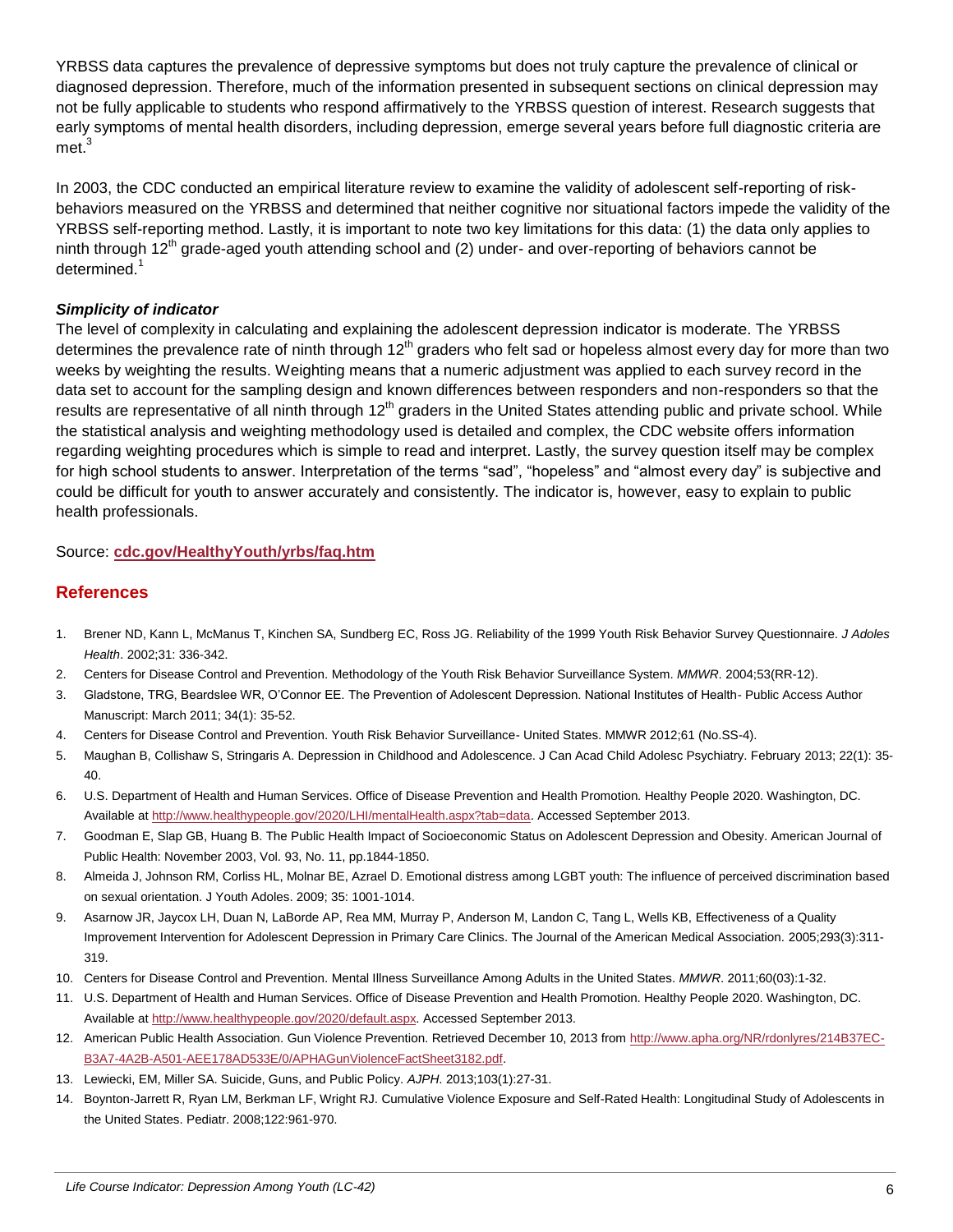YRBSS data captures the prevalence of depressive symptoms but does not truly capture the prevalence of clinical or diagnosed depression. Therefore, much of the information presented in subsequent sections on clinical depression may not be fully applicable to students who respond affirmatively to the YRBSS question of interest. Research suggests that early symptoms of mental health disorders, including depression, emerge several years before full diagnostic criteria are met.[3]

In 2003, the CDC conducted an empirical literature review to examine the validity of adolescent self-reporting of risk-behaviors measured on the YRBSS and determined that neither cognitive nor situational factors impede the validity of the YRBSS self-reporting method. Lastly, it is important to note two key limitations for this data: (1) the data only applies to ninth through 12th grade-aged youth attending school and (2) under- and over-reporting of behaviors cannot be determined.[1]

### *Simplicity of indicator*

The level of complexity in calculating and explaining the adolescent depression indicator is moderate. The YRBSS determines the prevalence rate of ninth through 12th graders who felt sad or hopeless almost every day for more than two weeks by weighting the results. Weighting means that a numeric adjustment was applied to each survey record in the data set to account for the sampling design and known differences between responders and non-responders so that the results are representative of all ninth through 12th graders in the United States attending public and private school. While the statistical analysis and weighting methodology used is detailed and complex, the CDC website offers information regarding weighting procedures which is simple to read and interpret. Lastly, the survey question itself may be complex for high school students to answer. Interpretation of the terms "sad", "hopeless" and "almost every day" is subjective and could be difficult for youth to answer accurately and consistently. The indicator is, however, easy to explain to public health professionals.

Source: **cdc.gov/HealthyYouth/yrbs/faq.htm**

## References

1. Brener ND, Kann L, McManus T, Kinchen SA, Sundberg EC, Ross JG. Reliability of the 1999 Youth Risk Behavior Survey Questionnaire. *J Adoles Health*. 2002;31: 336-342.
2. Centers for Disease Control and Prevention. Methodology of the Youth Risk Behavior Surveillance System. *MMWR*. 2004;53(RR-12).
3. Gladstone, TRG, Beardslee WR, O'Connor EE. The Prevention of Adolescent Depression. National Institutes of Health- Public Access Author Manuscript: March 2011; 34(1): 35-52.
4. Centers for Disease Control and Prevention. Youth Risk Behavior Surveillance- United States. MMWR 2012;61 (No.SS-4).
5. Maughan B, Collishaw S, Stringaris A. Depression in Childhood and Adolescence. J Can Acad Child Adolesc Psychiatry. February 2013; 22(1): 35-40.
6. U.S. Department of Health and Human Services. Office of Disease Prevention and Health Promotion. Healthy People 2020. Washington, DC. Available at http://www.healthypeople.gov/2020/LHI/mentalHealth.aspx?tab=data. Accessed September 2013.
7. Goodman E, Slap GB, Huang B. The Public Health Impact of Socioeconomic Status on Adolescent Depression and Obesity. American Journal of Public Health: November 2003, Vol. 93, No. 11, pp.1844-1850.
8. Almeida J, Johnson RM, Corliss HL, Molnar BE, Azrael D. Emotional distress among LGBT youth: The influence of perceived discrimination based on sexual orientation. J Youth Adoles. 2009; 35: 1001-1014.
9. Asarnow JR, Jaycox LH, Duan N, LaBorde AP, Rea MM, Murray P, Anderson M, Landon C, Tang L, Wells KB, Effectiveness of a Quality Improvement Intervention for Adolescent Depression in Primary Care Clinics. The Journal of the American Medical Association. 2005;293(3):311-319.
10. Centers for Disease Control and Prevention. Mental Illness Surveillance Among Adults in the United States. *MMWR*. 2011;60(03):1-32.
11. U.S. Department of Health and Human Services. Office of Disease Prevention and Health Promotion. Healthy People 2020. Washington, DC. Available at http://www.healthypeople.gov/2020/default.aspx. Accessed September 2013.
12. American Public Health Association. Gun Violence Prevention. Retrieved December 10, 2013 from http://www.apha.org/NR/rdonlyres/214B37EC-B3A7-4A2B-A501-AEE178AD533E/0/APHAGunViolenceFactSheet3182.pdf.
13. Lewiecki, EM, Miller SA. Suicide, Guns, and Public Policy. *AJPH*. 2013;103(1):27-31.
14. Boynton-Jarrett R, Ryan LM, Berkman LF, Wright RJ. Cumulative Violence Exposure and Self-Rated Health: Longitudinal Study of Adolescents in the United States. Pediatr. 2008;122:961-970.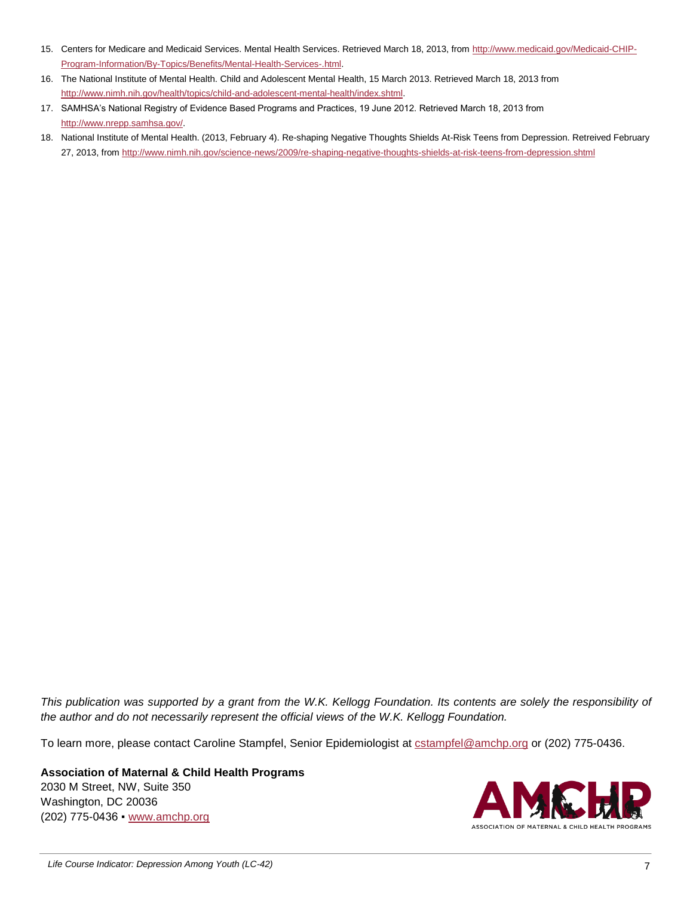15. Centers for Medicare and Medicaid Services. Mental Health Services. Retrieved March 18, 2013, from http://www.medicaid.gov/Medicaid-CHIP-Program-Information/By-Topics/Benefits/Mental-Health-Services-.html.
16. The National Institute of Mental Health. Child and Adolescent Mental Health, 15 March 2013. Retrieved March 18, 2013 from http://www.nimh.nih.gov/health/topics/child-and-adolescent-mental-health/index.shtml.
17. SAMHSA's National Registry of Evidence Based Programs and Practices, 19 June 2012. Retrieved March 18, 2013 from http://www.nrepp.samhsa.gov/.
18. National Institute of Mental Health. (2013, February 4). Re-shaping Negative Thoughts Shields At-Risk Teens from Depression. Retreived February 27, 2013, from http://www.nimh.nih.gov/science-news/2009/re-shaping-negative-thoughts-shields-at-risk-teens-from-depression.shtml

*This publication was supported by a grant from the W.K. Kellogg Foundation. Its contents are solely the responsibility of the author and do not necessarily represent the official views of the W.K. Kellogg Foundation.*

To learn more, please contact Caroline Stampfel, Senior Epidemiologist at cstampfel@amchp.org or (202) 775-0436.

**Association of Maternal & Child Health Programs**
2030 M Street, NW, Suite 350
Washington, DC 20036
(202) 775-0436 ▪ www.amchp.org

AMCHP
ASSOCIATION OF MATERNAL & CHILD HEALTH PROGRAMS